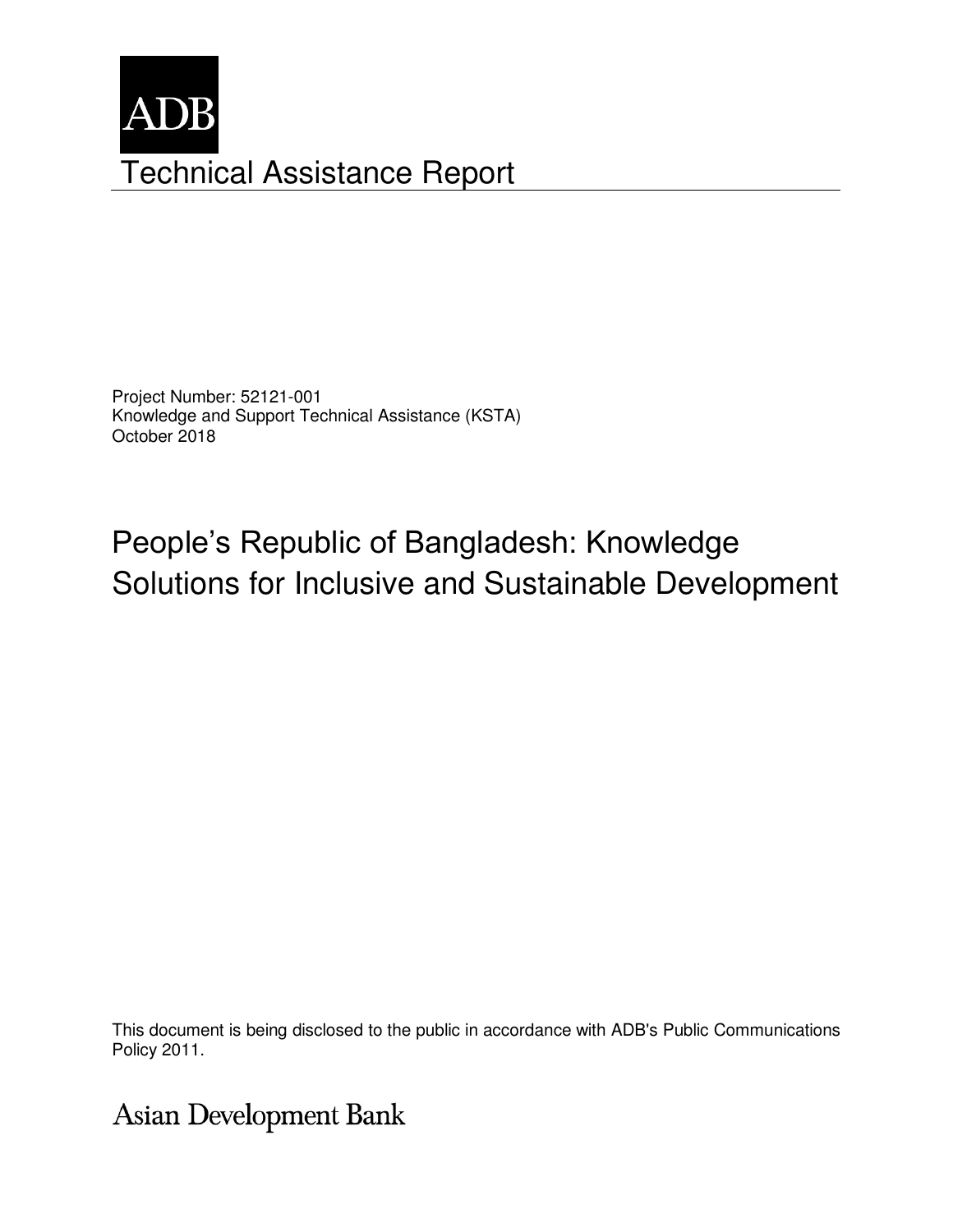ADB

# Technical Assistance Report

Project Number: 52121-001
Knowledge and Support Technical Assistance (KSTA)
October 2018

## People's Republic of Bangladesh: Knowledge Solutions for Inclusive and Sustainable Development

This document is being disclosed to the public in accordance with ADB's Public Communications Policy 2011.

Asian Development Bank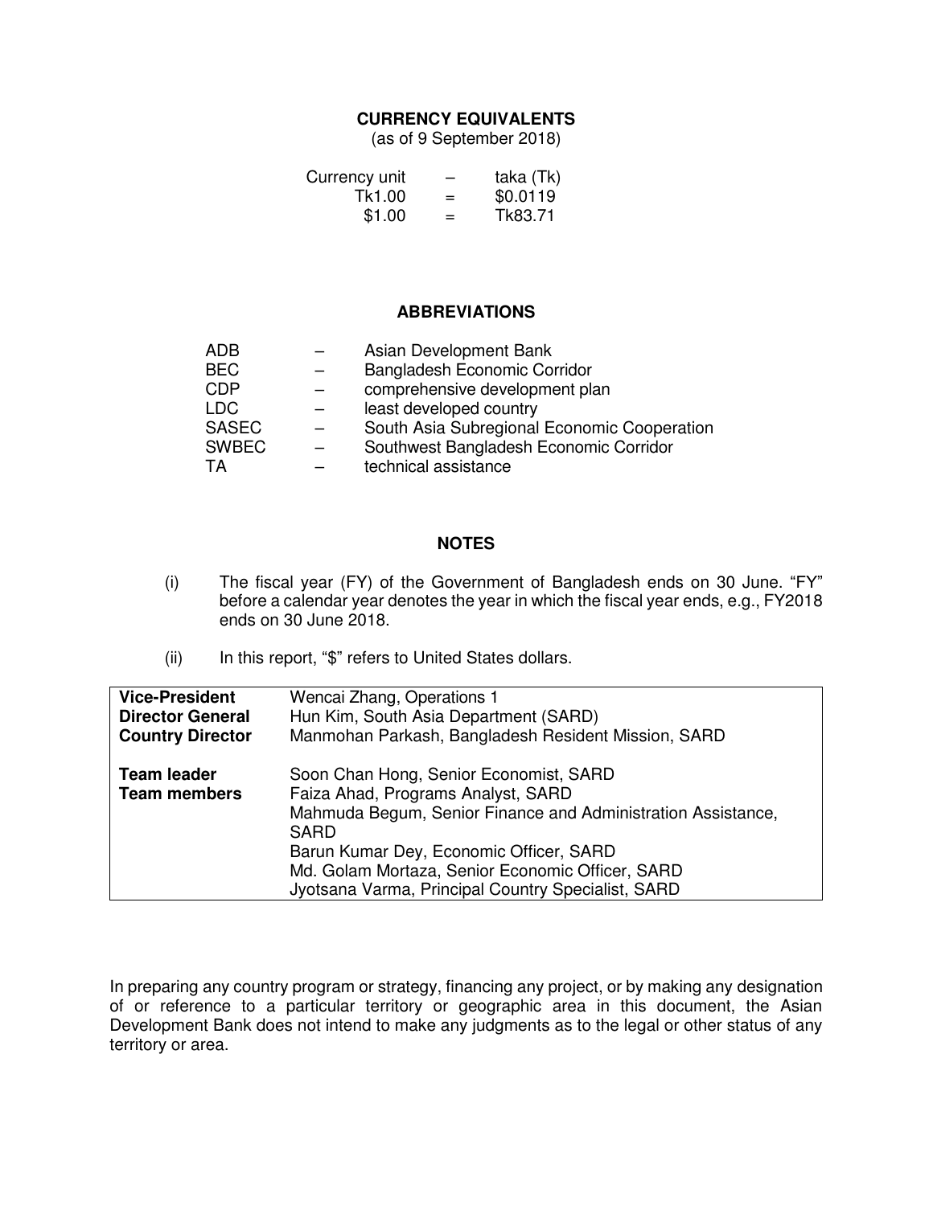## CURRENCY EQUIVALENTS

(as of 9 September 2018)

| | | |
|---|---|---|
| Currency unit | – | taka (Tk) |
| Tk1.00 | = | $0.0119 |
| $1.00 | = | Tk83.71 |

## ABBREVIATIONS

| | | |
|---|---|---|
| ADB | – | Asian Development Bank |
| BEC | – | Bangladesh Economic Corridor |
| CDP | – | comprehensive development plan |
| LDC | – | least developed country |
| SASEC | – | South Asia Subregional Economic Cooperation |
| SWBEC | – | Southwest Bangladesh Economic Corridor |
| TA | – | technical assistance |

## NOTES

(i) The fiscal year (FY) of the Government of Bangladesh ends on 30 June. "FY" before a calendar year denotes the year in which the fiscal year ends, e.g., FY2018 ends on 30 June 2018.

(ii) In this report, "$" refers to United States dollars.

| | |
|---|---|
| **Vice-President** | Wencai Zhang, Operations 1 |
| **Director General** | Hun Kim, South Asia Department (SARD) |
| **Country Director** | Manmohan Parkash, Bangladesh Resident Mission, SARD |
| **Team leader** | Soon Chan Hong, Senior Economist, SARD |
| **Team members** | Faiza Ahad, Programs Analyst, SARD<br>Mahmuda Begum, Senior Finance and Administration Assistance, SARD<br>Barun Kumar Dey, Economic Officer, SARD<br>Md. Golam Mortaza, Senior Economic Officer, SARD<br>Jyotsana Varma, Principal Country Specialist, SARD |

In preparing any country program or strategy, financing any project, or by making any designation of or reference to a particular territory or geographic area in this document, the Asian Development Bank does not intend to make any judgments as to the legal or other status of any territory or area.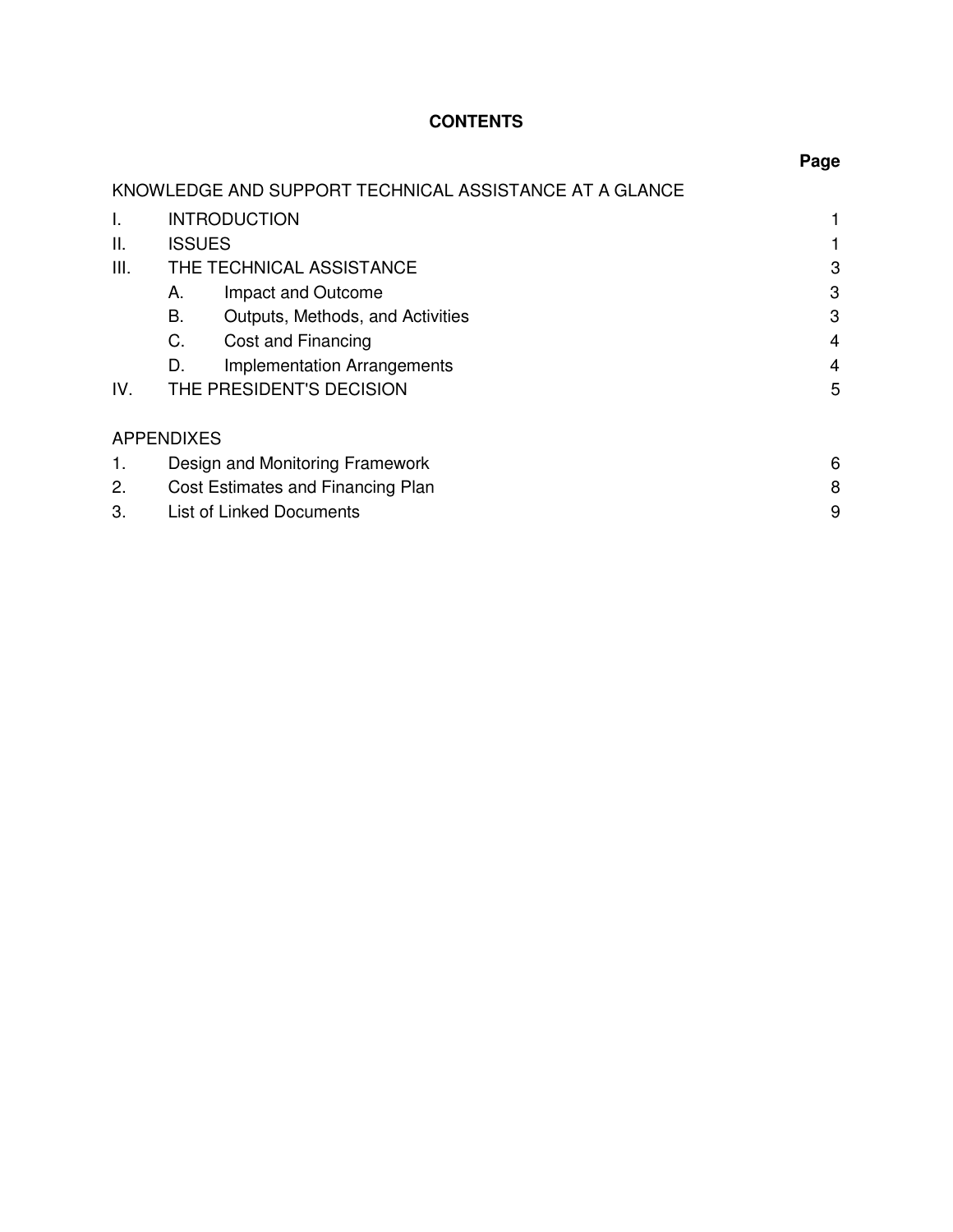# CONTENTS

| | | Page |
|---|---|---|
| KNOWLEDGE AND SUPPORT TECHNICAL ASSISTANCE AT A GLANCE | | |
| I. | INTRODUCTION | 1 |
| II. | ISSUES | 1 |
| III. | THE TECHNICAL ASSISTANCE | 3 |
| | A. Impact and Outcome | 3 |
| | B. Outputs, Methods, and Activities | 3 |
| | C. Cost and Financing | 4 |
| | D. Implementation Arrangements | 4 |
| IV. | THE PRESIDENT'S DECISION | 5 |
| APPENDIXES | | |
| 1. | Design and Monitoring Framework | 6 |
| 2. | Cost Estimates and Financing Plan | 8 |
| 3. | List of Linked Documents | 9 |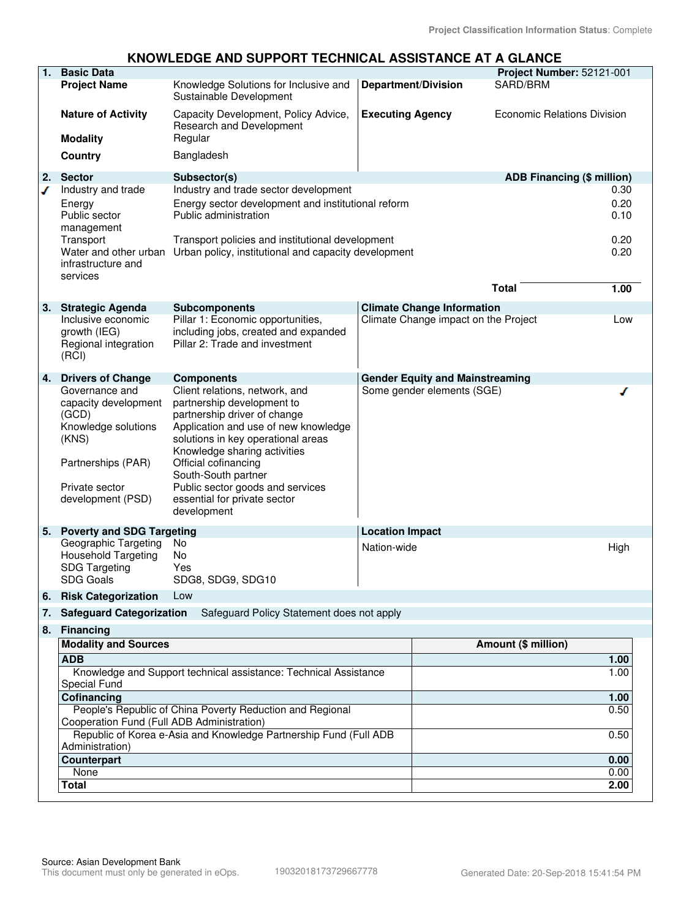Project Classification Information Status: Complete

# KNOWLEDGE AND SUPPORT TECHNICAL ASSISTANCE AT A GLANCE

| | | | | |
|---|---|---|---|---|
| **1.** | **Basic Data** | | | **Project Number:** 52121-001 |
| | **Project Name** | Knowledge Solutions for Inclusive and Sustainable Development | **Department/Division** | SARD/BRM |
| | **Nature of Activity** | Capacity Development, Policy Advice, Research and Development | **Executing Agency** | Economic Relations Division |
| | **Modality** | Regular | | |
| | **Country** | Bangladesh | | |

| | | | |
|---|---|---|---|
| **2.** | **Sector** | **Subsector(s)** | **ADB Financing ($ million)** |
| ✓ | Industry and trade | Industry and trade sector development | 0.30 |
| | Energy | Energy sector development and institutional reform | 0.20 |
| | Public sector management | Public administration | 0.10 |
| | Transport | Transport policies and institutional development | 0.20 |
| | Water and other urban infrastructure and services | Urban policy, institutional and capacity development | 0.20 |
| | | **Total** | **1.00** |

| | | | | |
|---|---|---|---|---|
| **3.** | **Strategic Agenda** | **Subcomponents** | **Climate Change Information** | |
| | Inclusive economic growth (IEG) | Pillar 1: Economic opportunities, including jobs, created and expanded | Climate Change impact on the Project | Low |
| | Regional integration (RCI) | Pillar 2: Trade and investment | | |

| | | | | |
|---|---|---|---|---|
| **4.** | **Drivers of Change** | **Components** | **Gender Equity and Mainstreaming** | |
| | Governance and capacity development (GCD) | Client relations, network, and partnership development to partnership driver of change | Some gender elements (SGE) | ✓ |
| | Knowledge solutions (KNS) | Application and use of new knowledge solutions in key operational areas<br>Knowledge sharing activities | | |
| | Partnerships (PAR) | Official cofinancing<br>South-South partner | | |
| | Private sector development (PSD) | Public sector goods and services essential for private sector development | | |

| | | | | |
|---|---|---|---|---|
| **5.** | **Poverty and SDG Targeting** | | **Location Impact** | |
| | Geographic Targeting | No | Nation-wide | High |
| | Household Targeting | No | | |
| | SDG Targeting | Yes | | |
| | SDG Goals | SDG8, SDG9, SDG10 | | |

**6. Risk Categorization** Low

**7. Safeguard Categorization** Safeguard Policy Statement does not apply

**8. Financing**

| Modality and Sources | Amount ($ million) |
|---|---|
| **ADB** | **1.00** |
| Knowledge and Support technical assistance: Technical Assistance Special Fund | 1.00 |
| **Cofinancing** | **1.00** |
| People's Republic of China Poverty Reduction and Regional Cooperation Fund (Full ADB Administration) | 0.50 |
| Republic of Korea e-Asia and Knowledge Partnership Fund (Full ADB Administration) | 0.50 |
| **Counterpart** | **0.00** |
| None | 0.00 |
| **Total** | **2.00** |

Source: Asian Development Bank
This document must only be generated in eOps. 19032018173729667778 Generated Date: 20-Sep-2018 15:41:54 PM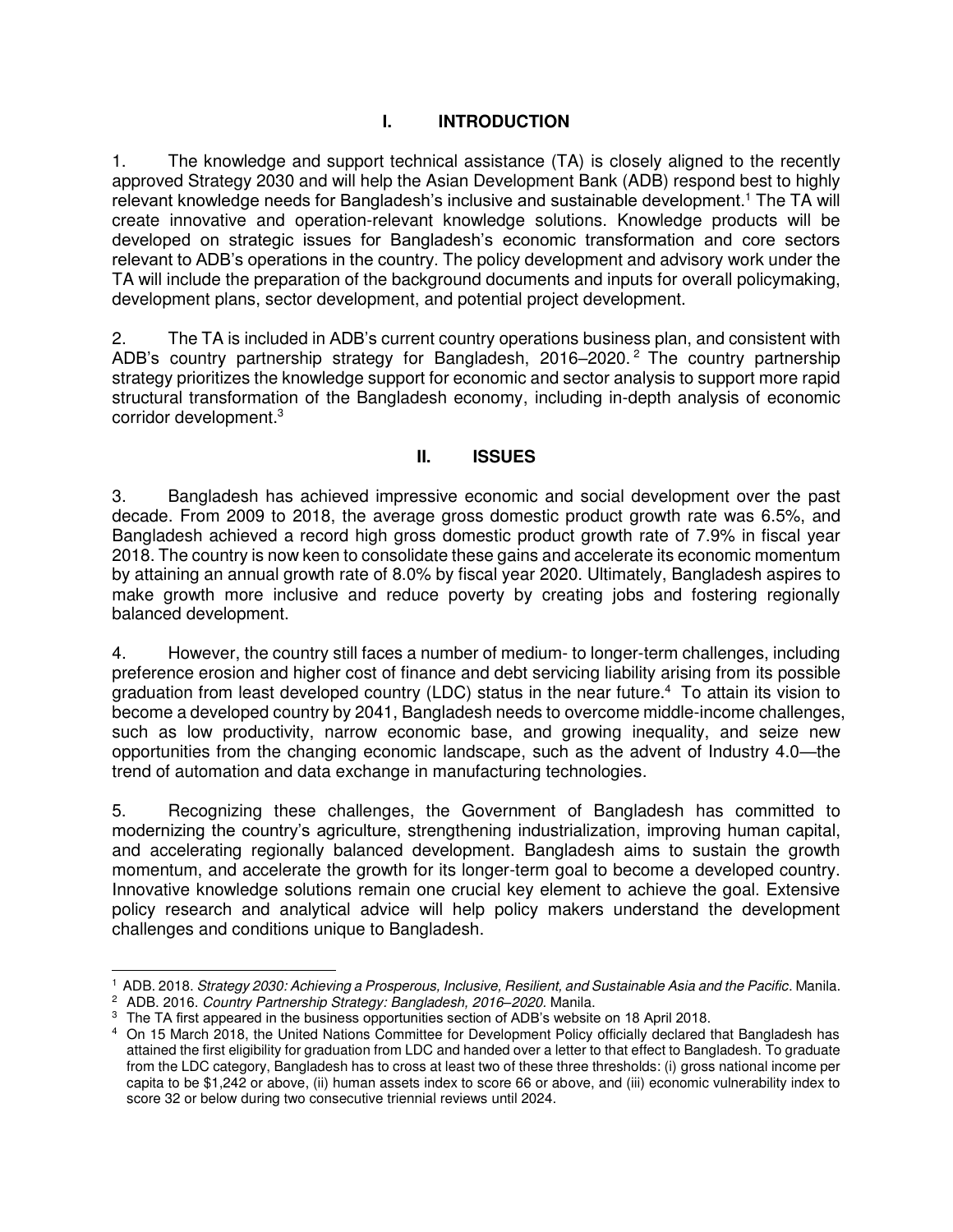# I. INTRODUCTION

1. The knowledge and support technical assistance (TA) is closely aligned to the recently approved Strategy 2030 and will help the Asian Development Bank (ADB) respond best to highly relevant knowledge needs for Bangladesh's inclusive and sustainable development.[1] The TA will create innovative and operation-relevant knowledge solutions. Knowledge products will be developed on strategic issues for Bangladesh's economic transformation and core sectors relevant to ADB's operations in the country. The policy development and advisory work under the TA will include the preparation of the background documents and inputs for overall policymaking, development plans, sector development, and potential project development.

2. The TA is included in ADB's current country operations business plan, and consistent with ADB's country partnership strategy for Bangladesh, 2016–2020.[2] The country partnership strategy prioritizes the knowledge support for economic and sector analysis to support more rapid structural transformation of the Bangladesh economy, including in-depth analysis of economic corridor development.[3]

# II. ISSUES

3. Bangladesh has achieved impressive economic and social development over the past decade. From 2009 to 2018, the average gross domestic product growth rate was 6.5%, and Bangladesh achieved a record high gross domestic product growth rate of 7.9% in fiscal year 2018. The country is now keen to consolidate these gains and accelerate its economic momentum by attaining an annual growth rate of 8.0% by fiscal year 2020. Ultimately, Bangladesh aspires to make growth more inclusive and reduce poverty by creating jobs and fostering regionally balanced development.

4. However, the country still faces a number of medium- to longer-term challenges, including preference erosion and higher cost of finance and debt servicing liability arising from its possible graduation from least developed country (LDC) status in the near future.[4] To attain its vision to become a developed country by 2041, Bangladesh needs to overcome middle-income challenges, such as low productivity, narrow economic base, and growing inequality, and seize new opportunities from the changing economic landscape, such as the advent of Industry 4.0—the trend of automation and data exchange in manufacturing technologies.

5. Recognizing these challenges, the Government of Bangladesh has committed to modernizing the country's agriculture, strengthening industrialization, improving human capital, and accelerating regionally balanced development. Bangladesh aims to sustain the growth momentum, and accelerate the growth for its longer-term goal to become a developed country. Innovative knowledge solutions remain one crucial key element to achieve the goal. Extensive policy research and analytical advice will help policy makers understand the development challenges and conditions unique to Bangladesh.

---

[1] ADB. 2018. *Strategy 2030: Achieving a Prosperous, Inclusive, Resilient, and Sustainable Asia and the Pacific*. Manila.

[2] ADB. 2016. *Country Partnership Strategy: Bangladesh, 2016–2020.* Manila.

[3] The TA first appeared in the business opportunities section of ADB's website on 18 April 2018.

[4] On 15 March 2018, the United Nations Committee for Development Policy officially declared that Bangladesh has attained the first eligibility for graduation from LDC and handed over a letter to that effect to Bangladesh. To graduate from the LDC category, Bangladesh has to cross at least two of these three thresholds: (i) gross national income per capita to be $1,242 or above, (ii) human assets index to score 66 or above, and (iii) economic vulnerability index to score 32 or below during two consecutive triennial reviews until 2024.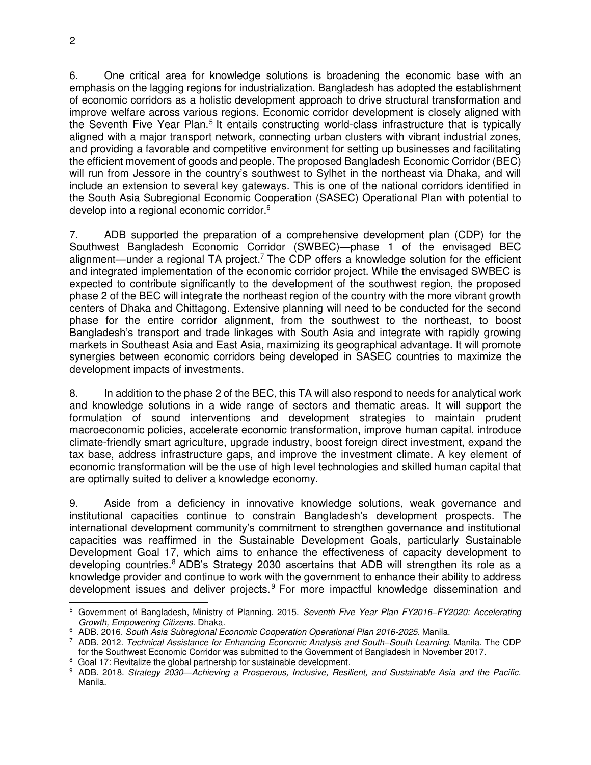6. One critical area for knowledge solutions is broadening the economic base with an emphasis on the lagging regions for industrialization. Bangladesh has adopted the establishment of economic corridors as a holistic development approach to drive structural transformation and improve welfare across various regions. Economic corridor development is closely aligned with the Seventh Five Year Plan.[5] It entails constructing world-class infrastructure that is typically aligned with a major transport network, connecting urban clusters with vibrant industrial zones, and providing a favorable and competitive environment for setting up businesses and facilitating the efficient movement of goods and people. The proposed Bangladesh Economic Corridor (BEC) will run from Jessore in the country's southwest to Sylhet in the northeast via Dhaka, and will include an extension to several key gateways. This is one of the national corridors identified in the South Asia Subregional Economic Cooperation (SASEC) Operational Plan with potential to develop into a regional economic corridor.[6]

7. ADB supported the preparation of a comprehensive development plan (CDP) for the Southwest Bangladesh Economic Corridor (SWBEC)—phase 1 of the envisaged BEC alignment—under a regional TA project.[7] The CDP offers a knowledge solution for the efficient and integrated implementation of the economic corridor project. While the envisaged SWBEC is expected to contribute significantly to the development of the southwest region, the proposed phase 2 of the BEC will integrate the northeast region of the country with the more vibrant growth centers of Dhaka and Chittagong. Extensive planning will need to be conducted for the second phase for the entire corridor alignment, from the southwest to the northeast, to boost Bangladesh's transport and trade linkages with South Asia and integrate with rapidly growing markets in Southeast Asia and East Asia, maximizing its geographical advantage. It will promote synergies between economic corridors being developed in SASEC countries to maximize the development impacts of investments.

8. In addition to the phase 2 of the BEC, this TA will also respond to needs for analytical work and knowledge solutions in a wide range of sectors and thematic areas. It will support the formulation of sound interventions and development strategies to maintain prudent macroeconomic policies, accelerate economic transformation, improve human capital, introduce climate-friendly smart agriculture, upgrade industry, boost foreign direct investment, expand the tax base, address infrastructure gaps, and improve the investment climate. A key element of economic transformation will be the use of high level technologies and skilled human capital that are optimally suited to deliver a knowledge economy.

9. Aside from a deficiency in innovative knowledge solutions, weak governance and institutional capacities continue to constrain Bangladesh's development prospects. The international development community's commitment to strengthen governance and institutional capacities was reaffirmed in the Sustainable Development Goals, particularly Sustainable Development Goal 17, which aims to enhance the effectiveness of capacity development to developing countries.[8] ADB's Strategy 2030 ascertains that ADB will strengthen its role as a knowledge provider and continue to work with the government to enhance their ability to address development issues and deliver projects.[9] For more impactful knowledge dissemination and

---

[5] Government of Bangladesh, Ministry of Planning. 2015. *Seventh Five Year Plan FY2016–FY2020: Accelerating Growth, Empowering Citizens.* Dhaka.

[6] ADB. 2016. *South Asia Subregional Economic Cooperation Operational Plan 2016-2025.* Manila.

[7] ADB. 2012. *Technical Assistance for Enhancing Economic Analysis and South–South Learning.* Manila. The CDP for the Southwest Economic Corridor was submitted to the Government of Bangladesh in November 2017.

[8] Goal 17: Revitalize the global partnership for sustainable development.

[9] ADB. 2018. *Strategy 2030—Achieving a Prosperous, Inclusive, Resilient, and Sustainable Asia and the Pacific.* Manila.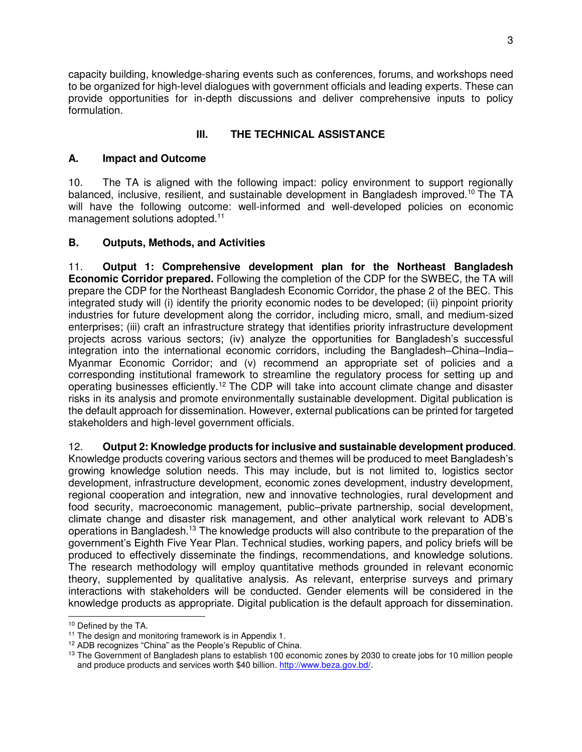capacity building, knowledge-sharing events such as conferences, forums, and workshops need to be organized for high-level dialogues with government officials and leading experts. These can provide opportunities for in-depth discussions and deliver comprehensive inputs to policy formulation.

## III. THE TECHNICAL ASSISTANCE

### A. Impact and Outcome

10. The TA is aligned with the following impact: policy environment to support regionally balanced, inclusive, resilient, and sustainable development in Bangladesh improved.[10] The TA will have the following outcome: well-informed and well-developed policies on economic management solutions adopted.[11]

### B. Outputs, Methods, and Activities

11. **Output 1: Comprehensive development plan for the Northeast Bangladesh Economic Corridor prepared.** Following the completion of the CDP for the SWBEC, the TA will prepare the CDP for the Northeast Bangladesh Economic Corridor, the phase 2 of the BEC. This integrated study will (i) identify the priority economic nodes to be developed; (ii) pinpoint priority industries for future development along the corridor, including micro, small, and medium-sized enterprises; (iii) craft an infrastructure strategy that identifies priority infrastructure development projects across various sectors; (iv) analyze the opportunities for Bangladesh's successful integration into the international economic corridors, including the Bangladesh–China–India–Myanmar Economic Corridor; and (v) recommend an appropriate set of policies and a corresponding institutional framework to streamline the regulatory process for setting up and operating businesses efficiently.[12] The CDP will take into account climate change and disaster risks in its analysis and promote environmentally sustainable development. Digital publication is the default approach for dissemination. However, external publications can be printed for targeted stakeholders and high-level government officials.

12. **Output 2: Knowledge products for inclusive and sustainable development produced**. Knowledge products covering various sectors and themes will be produced to meet Bangladesh's growing knowledge solution needs. This may include, but is not limited to, logistics sector development, infrastructure development, economic zones development, industry development, regional cooperation and integration, new and innovative technologies, rural development and food security, macroeconomic management, public–private partnership, social development, climate change and disaster risk management, and other analytical work relevant to ADB's operations in Bangladesh.[13] The knowledge products will also contribute to the preparation of the government's Eighth Five Year Plan. Technical studies, working papers, and policy briefs will be produced to effectively disseminate the findings, recommendations, and knowledge solutions. The research methodology will employ quantitative methods grounded in relevant economic theory, supplemented by qualitative analysis. As relevant, enterprise surveys and primary interactions with stakeholders will be conducted. Gender elements will be considered in the knowledge products as appropriate. Digital publication is the default approach for dissemination.

---

[10] Defined by the TA.

[11] The design and monitoring framework is in Appendix 1.

[12] ADB recognizes "China" as the People's Republic of China.

[13] The Government of Bangladesh plans to establish 100 economic zones by 2030 to create jobs for 10 million people and produce products and services worth $40 billion. http://www.beza.gov.bd/.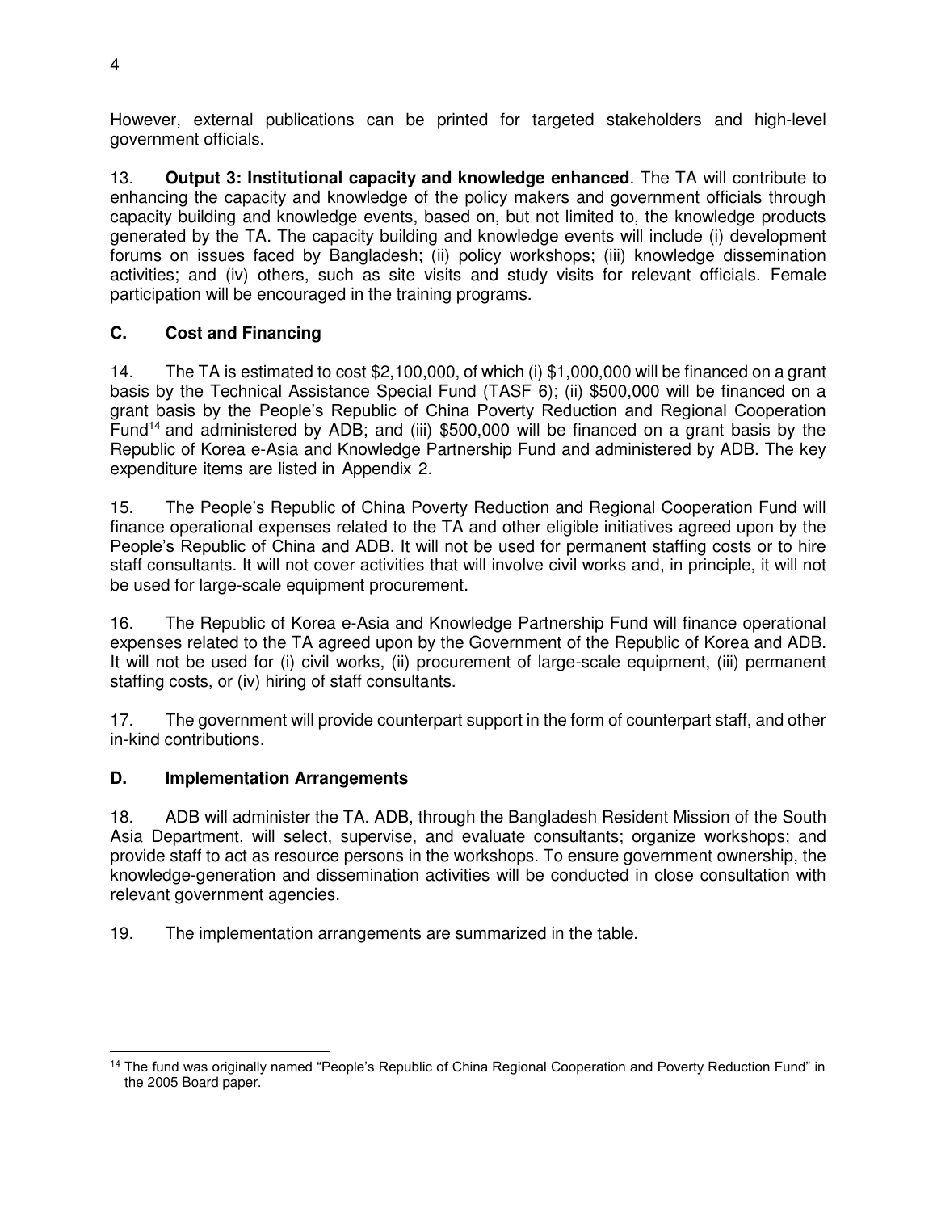However, external publications can be printed for targeted stakeholders and high-level government officials.

13. **Output 3: Institutional capacity and knowledge enhanced**. The TA will contribute to enhancing the capacity and knowledge of the policy makers and government officials through capacity building and knowledge events, based on, but not limited to, the knowledge products generated by the TA. The capacity building and knowledge events will include (i) development forums on issues faced by Bangladesh; (ii) policy workshops; (iii) knowledge dissemination activities; and (iv) others, such as site visits and study visits for relevant officials. Female participation will be encouraged in the training programs.

## C. Cost and Financing

14. The TA is estimated to cost $2,100,000, of which (i) $1,000,000 will be financed on a grant basis by the Technical Assistance Special Fund (TASF 6); (ii) $500,000 will be financed on a grant basis by the People's Republic of China Poverty Reduction and Regional Cooperation Fund[14] and administered by ADB; and (iii) $500,000 will be financed on a grant basis by the Republic of Korea e-Asia and Knowledge Partnership Fund and administered by ADB. The key expenditure items are listed in Appendix 2.

15. The People's Republic of China Poverty Reduction and Regional Cooperation Fund will finance operational expenses related to the TA and other eligible initiatives agreed upon by the People's Republic of China and ADB. It will not be used for permanent staffing costs or to hire staff consultants. It will not cover activities that will involve civil works and, in principle, it will not be used for large-scale equipment procurement.

16. The Republic of Korea e-Asia and Knowledge Partnership Fund will finance operational expenses related to the TA agreed upon by the Government of the Republic of Korea and ADB. It will not be used for (i) civil works, (ii) procurement of large-scale equipment, (iii) permanent staffing costs, or (iv) hiring of staff consultants.

17. The government will provide counterpart support in the form of counterpart staff, and other in-kind contributions.

## D. Implementation Arrangements

18. ADB will administer the TA. ADB, through the Bangladesh Resident Mission of the South Asia Department, will select, supervise, and evaluate consultants; organize workshops; and provide staff to act as resource persons in the workshops. To ensure government ownership, the knowledge-generation and dissemination activities will be conducted in close consultation with relevant government agencies.

19. The implementation arrangements are summarized in the table.

[14] The fund was originally named "People's Republic of China Regional Cooperation and Poverty Reduction Fund" in the 2005 Board paper.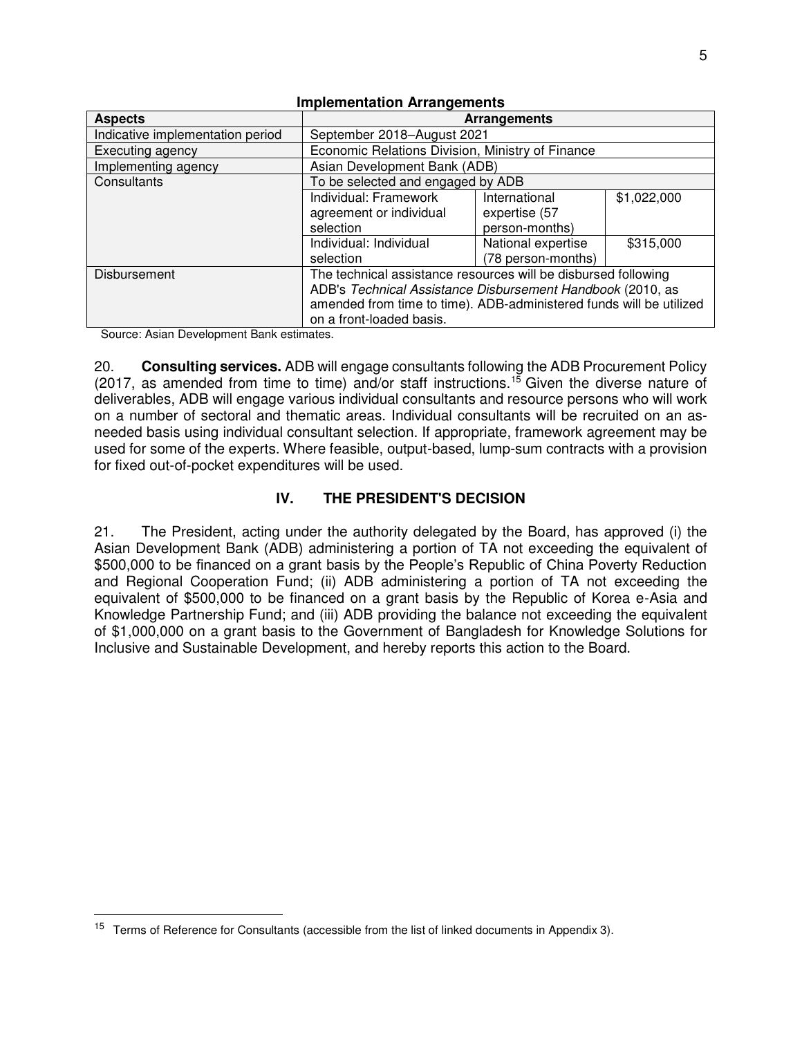**Implementation Arrangements**

| Aspects | Arrangements | | |
|---|---|---|---|
| Indicative implementation period | September 2018–August 2021 | | |
| Executing agency | Economic Relations Division, Ministry of Finance | | |
| Implementing agency | Asian Development Bank (ADB) | | |
| Consultants | To be selected and engaged by ADB | | |
| | Individual: Framework agreement or individual selection | International expertise (57 person-months) | $1,022,000 |
| | Individual: Individual selection | National expertise (78 person-months) | $315,000 |
| Disbursement | The technical assistance resources will be disbursed following ADB's *Technical Assistance Disbursement Handbook* (2010, as amended from time to time). ADB-administered funds will be utilized on a front-loaded basis. | | |

Source: Asian Development Bank estimates.

20. **Consulting services.** ADB will engage consultants following the ADB Procurement Policy (2017, as amended from time to time) and/or staff instructions.[15] Given the diverse nature of deliverables, ADB will engage various individual consultants and resource persons who will work on a number of sectoral and thematic areas. Individual consultants will be recruited on an as-needed basis using individual consultant selection. If appropriate, framework agreement may be used for some of the experts. Where feasible, output-based, lump-sum contracts with a provision for fixed out-of-pocket expenditures will be used.

## IV. THE PRESIDENT'S DECISION

21. The President, acting under the authority delegated by the Board, has approved (i) the Asian Development Bank (ADB) administering a portion of TA not exceeding the equivalent of $500,000 to be financed on a grant basis by the People's Republic of China Poverty Reduction and Regional Cooperation Fund; (ii) ADB administering a portion of TA not exceeding the equivalent of $500,000 to be financed on a grant basis by the Republic of Korea e-Asia and Knowledge Partnership Fund; and (iii) ADB providing the balance not exceeding the equivalent of $1,000,000 on a grant basis to the Government of Bangladesh for Knowledge Solutions for Inclusive and Sustainable Development, and hereby reports this action to the Board.

[15] Terms of Reference for Consultants (accessible from the list of linked documents in Appendix 3).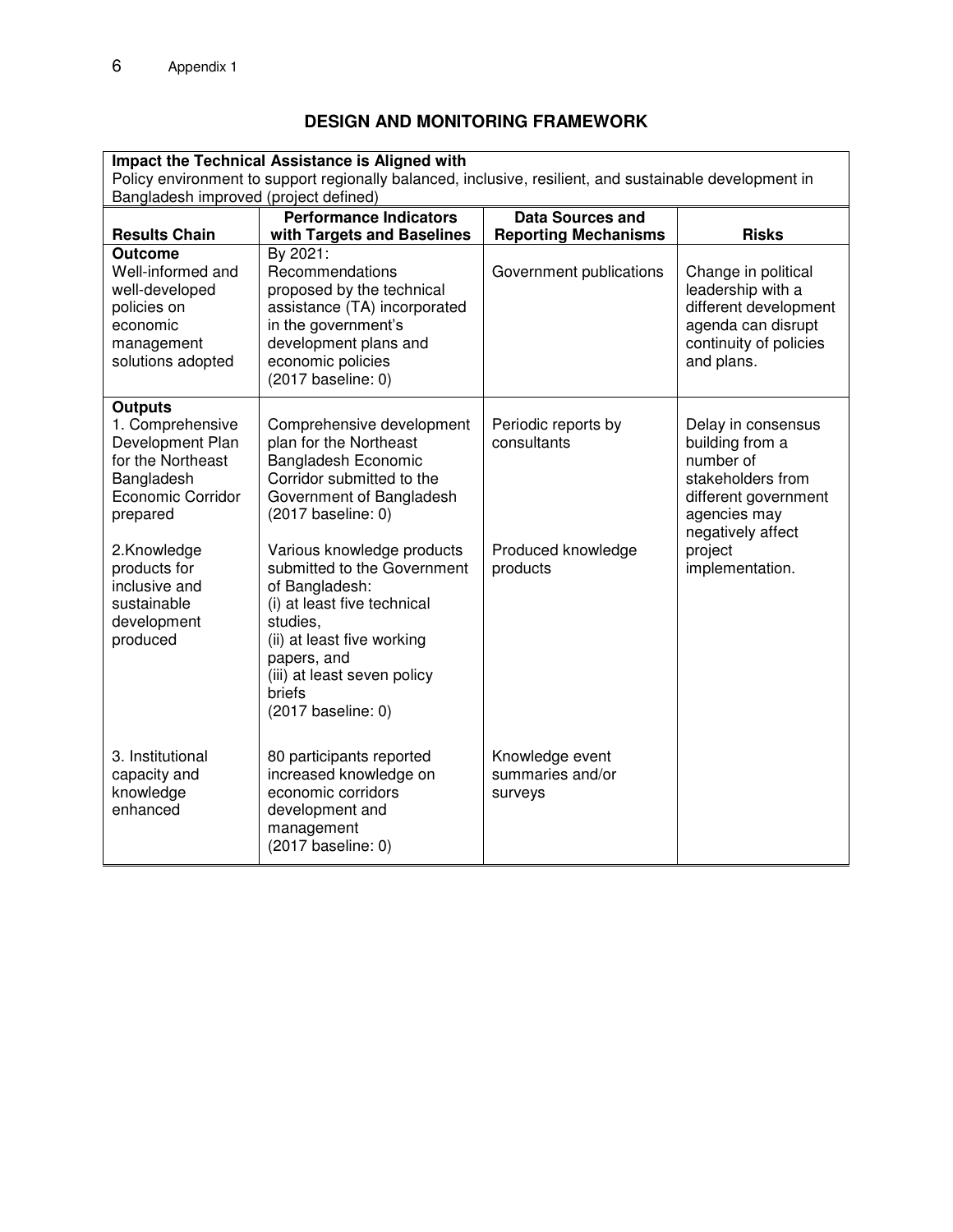## DESIGN AND MONITORING FRAMEWORK

| **Impact the Technical Assistance is Aligned with** | | | |
|---|---|---|---|
| Policy environment to support regionally balanced, inclusive, resilient, and sustainable development in Bangladesh improved (project defined) | | | |
| **Results Chain** | **Performance Indicators with Targets and Baselines** | **Data Sources and Reporting Mechanisms** | **Risks** |
| **Outcome**<br>Well-informed and well-developed policies on economic management solutions adopted | By 2021:<br>Recommendations proposed by the technical assistance (TA) incorporated in the government's development plans and economic policies<br>(2017 baseline: 0) | Government publications | Change in political leadership with a different development agenda can disrupt continuity of policies and plans. |
| **Outputs**<br>1. Comprehensive Development Plan for the Northeast Bangladesh Economic Corridor prepared | Comprehensive development plan for the Northeast Bangladesh Economic Corridor submitted to the Government of Bangladesh<br>(2017 baseline: 0) | Periodic reports by consultants | Delay in consensus building from a number of stakeholders from different government agencies may negatively affect project implementation. |
| 2.Knowledge products for inclusive and sustainable development produced | Various knowledge products submitted to the Government of Bangladesh:<br>(i) at least five technical studies,<br>(ii) at least five working papers, and<br>(iii) at least seven policy briefs<br>(2017 baseline: 0) | Produced knowledge products | |
| 3. Institutional capacity and knowledge enhanced | 80 participants reported increased knowledge on economic corridors development and management<br>(2017 baseline: 0) | Knowledge event summaries and/or surveys | |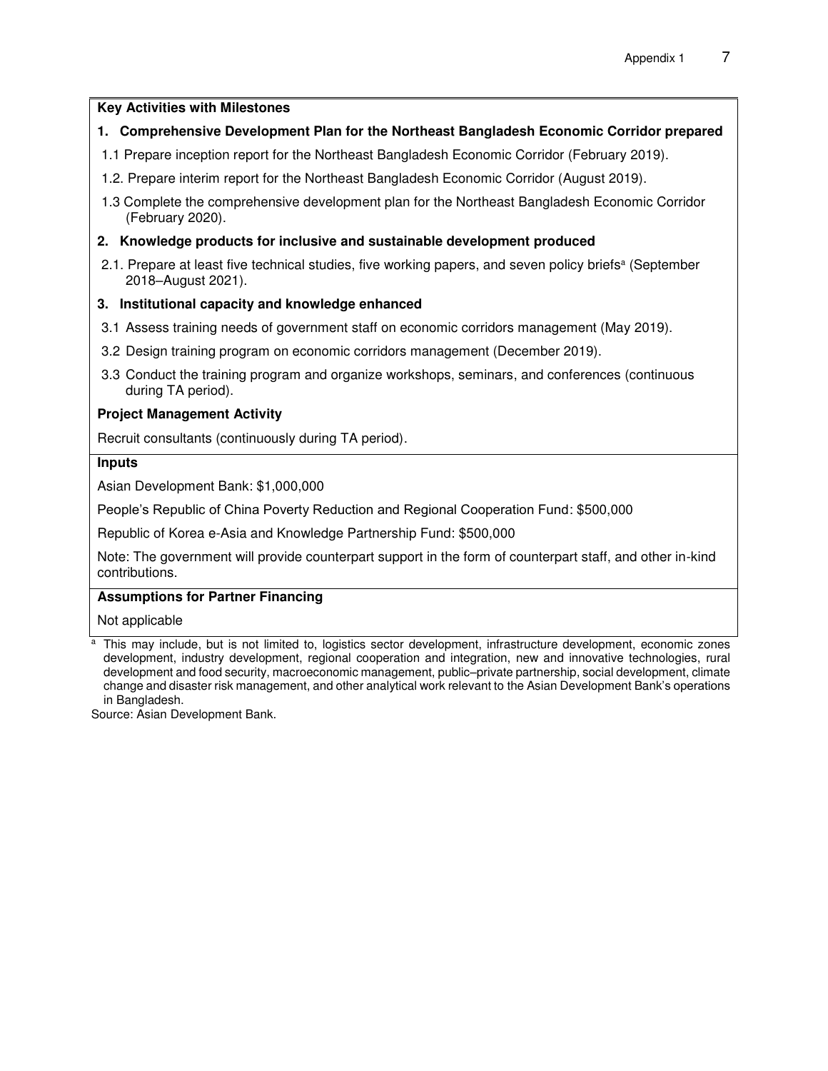**Key Activities with Milestones**

**1. Comprehensive Development Plan for the Northeast Bangladesh Economic Corridor prepared**

1.1 Prepare inception report for the Northeast Bangladesh Economic Corridor (February 2019).

1.2. Prepare interim report for the Northeast Bangladesh Economic Corridor (August 2019).

1.3 Complete the comprehensive development plan for the Northeast Bangladesh Economic Corridor (February 2020).

**2. Knowledge products for inclusive and sustainable development produced**

2.1. Prepare at least five technical studies, five working papers, and seven policy briefs[a] (September 2018–August 2021).

**3. Institutional capacity and knowledge enhanced**

3.1 Assess training needs of government staff on economic corridors management (May 2019).

3.2 Design training program on economic corridors management (December 2019).

3.3 Conduct the training program and organize workshops, seminars, and conferences (continuous during TA period).

**Project Management Activity**

Recruit consultants (continuously during TA period).

**Inputs**

Asian Development Bank: $1,000,000

People's Republic of China Poverty Reduction and Regional Cooperation Fund: $500,000

Republic of Korea e-Asia and Knowledge Partnership Fund: $500,000

Note: The government will provide counterpart support in the form of counterpart staff, and other in-kind contributions.

**Assumptions for Partner Financing**

Not applicable

[a] This may include, but is not limited to, logistics sector development, infrastructure development, economic zones development, industry development, regional cooperation and integration, new and innovative technologies, rural development and food security, macroeconomic management, public–private partnership, social development, climate change and disaster risk management, and other analytical work relevant to the Asian Development Bank's operations in Bangladesh.

Source: Asian Development Bank.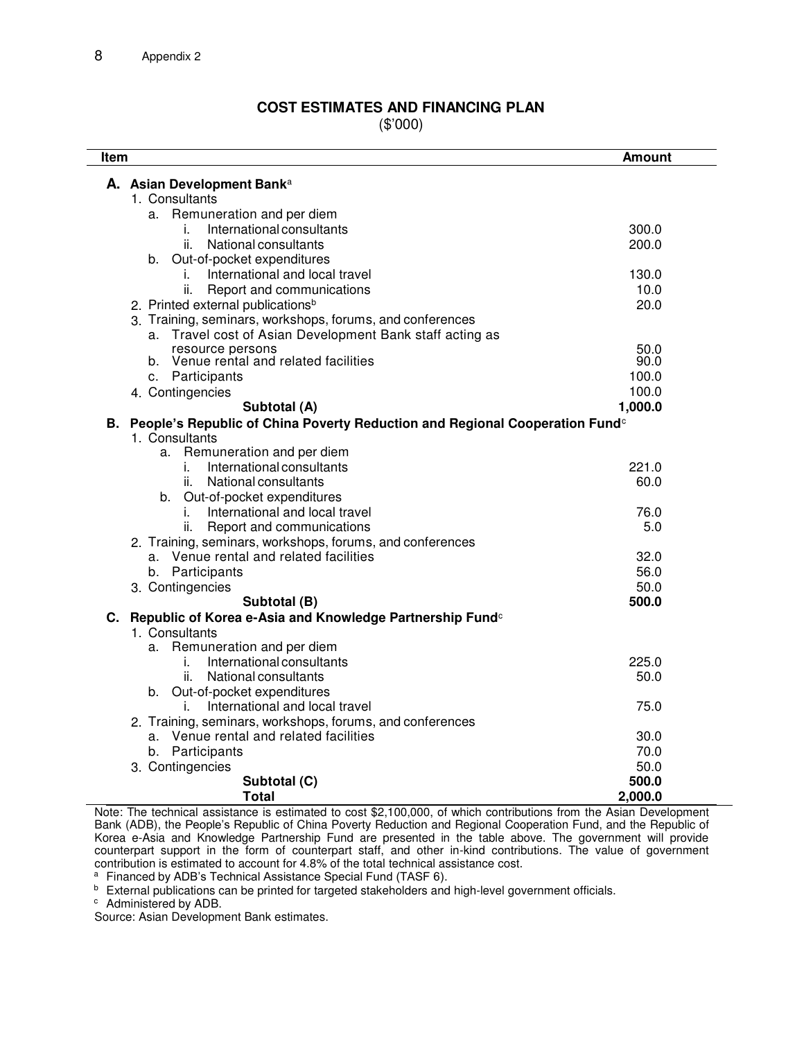## COST ESTIMATES AND FINANCING PLAN

($'000)

| Item | Amount |
|---|---|
| **A. Asian Development Bank**[a] | |
| 1. Consultants | |
| a. Remuneration and per diem | |
| i. International consultants | 300.0 |
| ii. National consultants | 200.0 |
| b. Out-of-pocket expenditures | |
| i. International and local travel | 130.0 |
| ii. Report and communications | 10.0 |
| 2. Printed external publications[b] | 20.0 |
| 3. Training, seminars, workshops, forums, and conferences | |
| a. Travel cost of Asian Development Bank staff acting as resource persons | 50.0 |
| b. Venue rental and related facilities | 90.0 |
| c. Participants | 100.0 |
| 4. Contingencies | 100.0 |
| **Subtotal (A)** | **1,000.0** |
| **B. People's Republic of China Poverty Reduction and Regional Cooperation Fund**[c] | |
| 1. Consultants | |
| a. Remuneration and per diem | |
| i. International consultants | 221.0 |
| ii. National consultants | 60.0 |
| b. Out-of-pocket expenditures | |
| i. International and local travel | 76.0 |
| ii. Report and communications | 5.0 |
| 2. Training, seminars, workshops, forums, and conferences | |
| a. Venue rental and related facilities | 32.0 |
| b. Participants | 56.0 |
| 3. Contingencies | 50.0 |
| **Subtotal (B)** | **500.0** |
| **C. Republic of Korea e-Asia and Knowledge Partnership Fund**[c] | |
| 1. Consultants | |
| a. Remuneration and per diem | |
| i. International consultants | 225.0 |
| ii. National consultants | 50.0 |
| b. Out-of-pocket expenditures | |
| i. International and local travel | 75.0 |
| 2. Training, seminars, workshops, forums, and conferences | |
| a. Venue rental and related facilities | 30.0 |
| b. Participants | 70.0 |
| 3. Contingencies | 50.0 |
| **Subtotal (C)** | **500.0** |
| **Total** | **2,000.0** |

Note: The technical assistance is estimated to cost $2,100,000, of which contributions from the Asian Development Bank (ADB), the People's Republic of China Poverty Reduction and Regional Cooperation Fund, and the Republic of Korea e-Asia and Knowledge Partnership Fund are presented in the table above. The government will provide counterpart support in the form of counterpart staff, and other in-kind contributions. The value of government contribution is estimated to account for 4.8% of the total technical assistance cost.

[a] Financed by ADB's Technical Assistance Special Fund (TASF 6).

[b] External publications can be printed for targeted stakeholders and high-level government officials.

[c] Administered by ADB.

Source: Asian Development Bank estimates.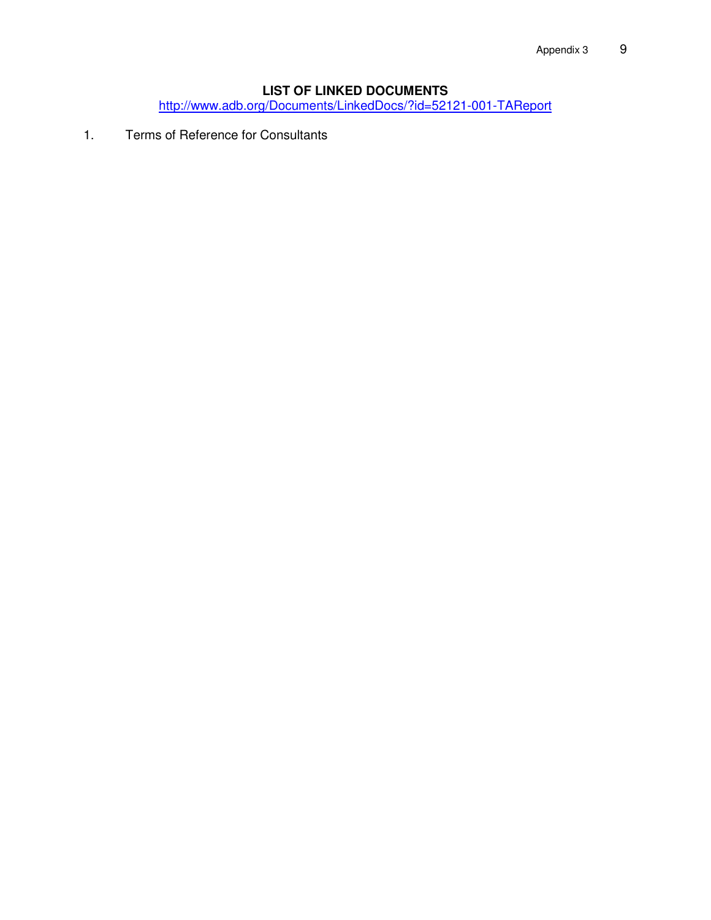## LIST OF LINKED DOCUMENTS

http://www.adb.org/Documents/LinkedDocs/?id=52121-001-TAReport

1. Terms of Reference for Consultants